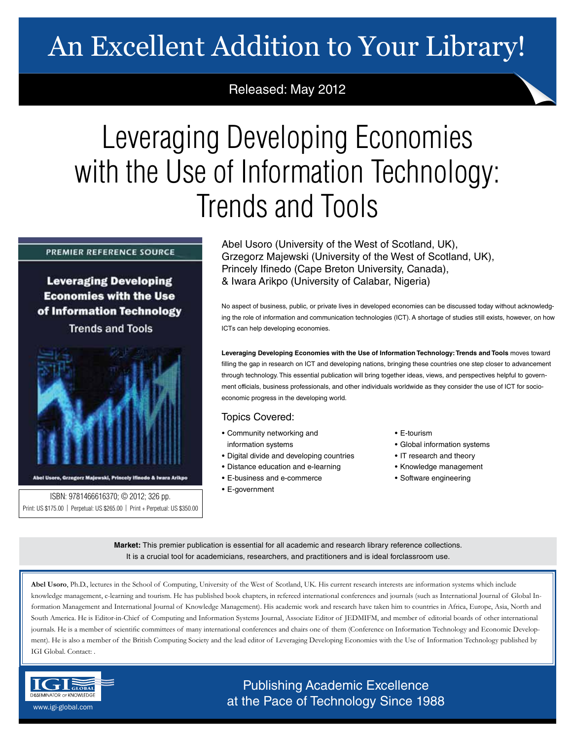# An Excellent Addition to Your Library!

Released: May 2012

# Leveraging Developing Economies with the Use of Information Technology: Trends and Tools

PREMIER REFERENCE SOURCE

**Leveraging Developing Economies with the Use of Information Technology**

Trends and Tools

Abel Usoro, Grzegorz Majewski, Princely Ifinedo & Iwara Arikpo

ISBN: 9781466616370; © 2012; 326 pp.
Print: US $175.00 | Perpetual: US $265.00 | Print + Perpetual: US $350.00

Abel Usoro (University of the West of Scotland, UK),
Grzegorz Majewski (University of the West of Scotland, UK),
Princely Ifinedo (Cape Breton University, Canada),
& Iwara Arikpo (University of Calabar, Nigeria)

No aspect of business, public, or private lives in developed economies can be discussed today without acknowledging the role of information and communication technologies (ICT). A shortage of studies still exists, however, on how ICTs can help developing economies.

**Leveraging Developing Economies with the Use of Information Technology: Trends and Tools** moves toward filling the gap in research on ICT and developing nations, bringing these countries one step closer to advancement through technology. This essential publication will bring together ideas, views, and perspectives helpful to government officials, business professionals, and other individuals worldwide as they consider the use of ICT for socio-economic progress in the developing world.

## Topics Covered:

- Community networking and information systems
- Digital divide and developing countries
- Distance education and e-learning
- E-business and e-commerce
- E-government
- E-tourism
- Global information systems
- IT research and theory
- Knowledge management
- Software engineering

**Market:** This premier publication is essential for all academic and research library reference collections. It is a crucial tool for academicians, researchers, and practitioners and is ideal forclassroom use.

**Abel Usoro**, Ph.D., lectures in the School of Computing, University of the West of Scotland, UK. His current research interests are information systems which include knowledge management, e-learning and tourism. He has published book chapters, in refereed international conferences and journals (such as International Journal of Global Information Management and International Journal of Knowledge Management). His academic work and research have taken him to countries in Africa, Europe, Asia, North and South America. He is Editor-in-Chief of Computing and Information Systems Journal, Associate Editor of JEDMIFM, and member of editorial boards of other international journals. He is a member of scientific committees of many international conferences and chairs one of them (Conference on Information Technology and Economic Development). He is also a member of the British Computing Society and the lead editor of Leveraging Developing Economies with the Use of Information Technology published by IGI Global. Contact: .

IGI GLOBAL
DISSEMINATOR OF KNOWLEDGE
www.igi-global.com

Publishing Academic Excellence at the Pace of Technology Since 1988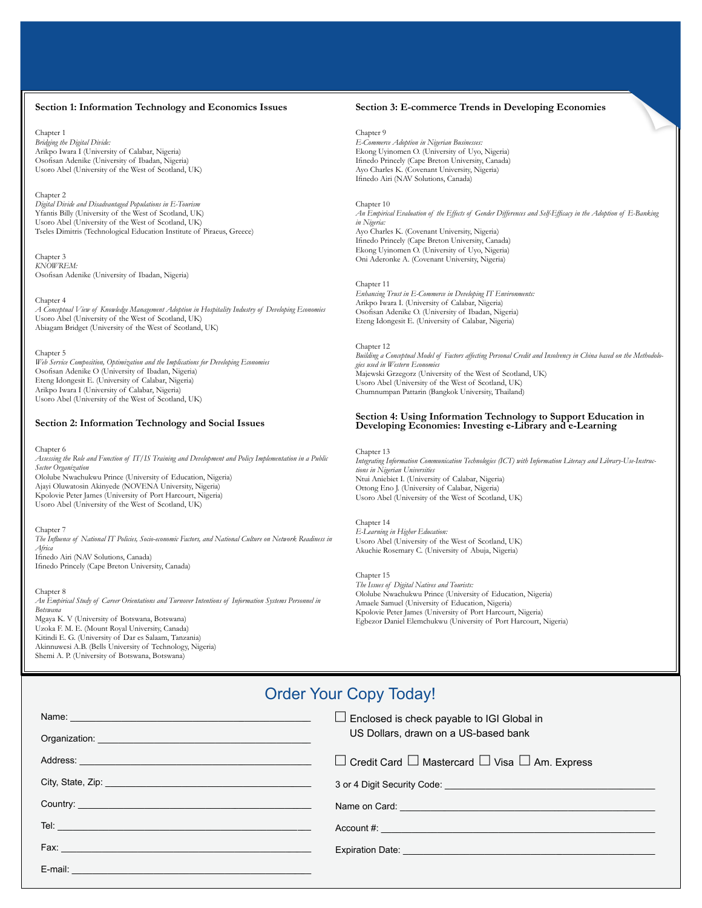## Section 1: Information Technology and Economics Issues

Chapter 1
*Bridging the Digital Divide:*
Arikpo Iwara I (University of Calabar, Nigeria)
Osofisan Adenike (University of Ibadan, Nigeria)
Usoro Abel (University of the West of Scotland, UK)

Chapter 2
*Digital Divide and Disadvantaged Populations in E-Tourism*
Yfantis Billy (University of the West of Scotland, UK)
Usoro Abel (University of the West of Scotland, UK)
Tseles Dimitris (Technological Education Institute of Piraeus, Greece)

Chapter 3
*KNOWREM:*
Osofisan Adenike (University of Ibadan, Nigeria)

Chapter 4
*A Conceptual View of Knowledge Management Adoption in Hospitality Industry of Developing Economies*
Usoro Abel (University of the West of Scotland, UK)
Abiagam Bridget (University of the West of Scotland, UK)

Chapter 5
*Web Service Composition, Optimization and the Implications for Developing Economies*
Osofisan Adenike O (University of Ibadan, Nigeria)
Eteng Idongesit E. (University of Calabar, Nigeria)
Arikpo Iwara I (University of Calabar, Nigeria)
Usoro Abel (University of the West of Scotland, UK)

## Section 2: Information Technology and Social Issues

Chapter 6
*Assessing the Role and Function of IT/IS Training and Development and Policy Implementation in a Public Sector Organization*
Ololube Nwachukwu Prince (University of Education, Nigeria)
Ajayi Oluwatosin Akinyede (NOVENA University, Nigeria)
Kpolovie Peter James (University of Port Harcourt, Nigeria)
Usoro Abel (University of the West of Scotland, UK)

Chapter 7
*The Influence of National IT Policies, Socio-economic Factors, and National Culture on Network Readiness in Africa*
Ifinedo Airi (NAV Solutions, Canada)
Ifinedo Princely (Cape Breton University, Canada)

Chapter 8
*An Empirical Study of Career Orientations and Turnover Intentions of Information Systems Personnel in Botswana*
Mgaya K. V (University of Botswana, Botswana)
Uzoka F. M. E. (Mount Royal University, Canada)
Kitindi E. G. (University of Dar es Salaam, Tanzania)
Akinnuwesi A.B. (Bells University of Technology, Nigeria)
Shemi A. P. (University of Botswana, Botswana)

## Section 3: E-commerce Trends in Developing Economies

Chapter 9
*E-Commerce Adoption in Nigerian Businesses:*
Ekong Uyinomen O. (University of Uyo, Nigeria)
Ifinedo Princely (Cape Breton University, Canada)
Ayo Charles K. (Covenant University, Nigeria)
Ifinedo Airi (NAV Solutions, Canada)

Chapter 10
*An Empirical Evaluation of the Effects of Gender Differences and Self-Efficacy in the Adoption of E-Banking in Nigeria:*
Ayo Charles K. (Covenant University, Nigeria)
Ifinedo Princely (Cape Breton University, Canada)
Ekong Uyinomen O. (University of Uyo, Nigeria)
Oni Aderonke A. (Covenant University, Nigeria)

Chapter 11
*Enhancing Trust in E-Commerce in Developing IT Environments:*
Arikpo Iwara I. (University of Calabar, Nigeria)
Osofisan Adenike O. (University of Ibadan, Nigeria)
Eteng Idongesit E. (University of Calabar, Nigeria)

Chapter 12
*Building a Conceptual Model of Factors affecting Personal Credit and Insolvency in China based on the Methodologies used in Western Economies*
Majewski Grzegorz (University of the West of Scotland, UK)
Usoro Abel (University of the West of Scotland, UK)
Chumnumpan Pattarin (Bangkok University, Thailand)

## Section 4: Using Information Technology to Support Education in Developing Economies: Investing e-Library and e-Learning

Chapter 13
*Integrating Information Communication Technologies (ICT) with Information Literacy and Library-Use-Instructions in Nigerian Universities*
Ntui Aniebiet I. (University of Calabar, Nigeria)
Ottong Eno J. (University of Calabar, Nigeria)
Usoro Abel (University of the West of Scotland, UK)

Chapter 14
*E-Learning in Higher Education:*
Usoro Abel (University of the West of Scotland, UK)
Akuchie Rosemary C. (University of Abuja, Nigeria)

Chapter 15
*The Issues of Digital Natives and Tourists:*
Ololube Nwachukwu Prince (University of Education, Nigeria)
Amaele Samuel (University of Education, Nigeria)
Kpolovie Peter James (University of Port Harcourt, Nigeria)
Egbezor Daniel Elemchukwu (University of Port Harcourt, Nigeria)

## Order Your Copy Today!

Name: ____________________

Organization: ____________________

Address: ____________________

City, State, Zip: ____________________

Country: ____________________

Tel: ____________________

Fax: ____________________

E-mail: ____________________

☐ Enclosed is check payable to IGI Global in US Dollars, drawn on a US-based bank

☐ Credit Card ☐ Mastercard ☐ Visa ☐ Am. Express

3 or 4 Digit Security Code: ____________________

Name on Card: ____________________

Account #: ____________________

Expiration Date: ____________________